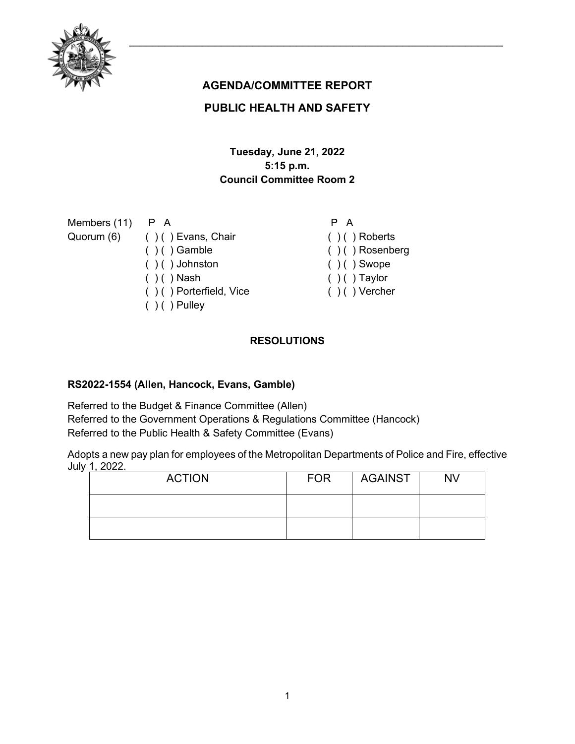## AGENDA/COMMITTEE REPORT

## PUBLIC HEALTH AND SAFETY

**Tuesday, June 21, 2022**
**5:15 p.m.**
**Council Committee Room 2**

| | P A | | P A |
|---|---|---|---|
| Members (11) | | | |
| Quorum (6) | ( ) ( ) Evans, Chair | | ( ) ( ) Roberts |
| | ( ) ( ) Gamble | | ( ) ( ) Rosenberg |
| | ( ) ( ) Johnston | | ( ) ( ) Swope |
| | ( ) ( ) Nash | | ( ) ( ) Taylor |
| | ( ) ( ) Porterfield, Vice | | ( ) ( ) Vercher |
| | ( ) ( ) Pulley | | |

### RESOLUTIONS

**RS2022-1554 (Allen, Hancock, Evans, Gamble)**

Referred to the Budget & Finance Committee (Allen)
Referred to the Government Operations & Regulations Committee (Hancock)
Referred to the Public Health & Safety Committee (Evans)

Adopts a new pay plan for employees of the Metropolitan Departments of Police and Fire, effective July 1, 2022.

| ACTION | FOR | AGAINST | NV |
|---|---|---|---|
| | | | |
| | | | |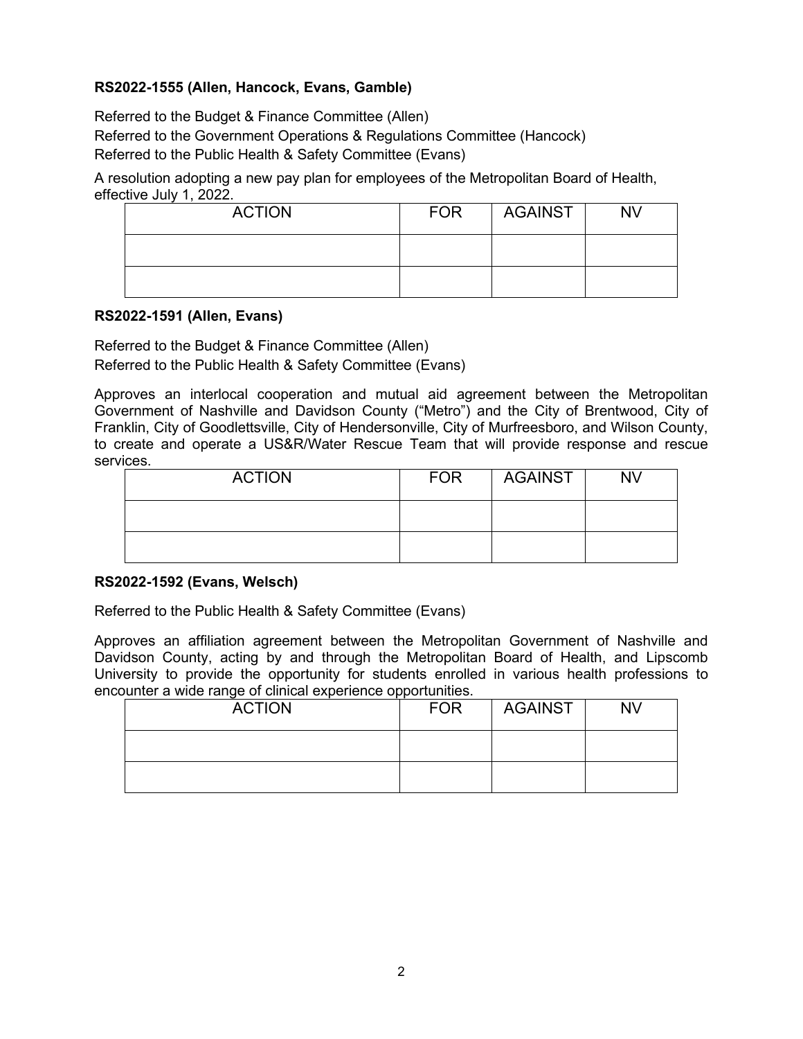**RS2022-1555 (Allen, Hancock, Evans, Gamble)**

Referred to the Budget & Finance Committee (Allen)
Referred to the Government Operations & Regulations Committee (Hancock)
Referred to the Public Health & Safety Committee (Evans)

A resolution adopting a new pay plan for employees of the Metropolitan Board of Health, effective July 1, 2022.

| ACTION | FOR | AGAINST | NV |
| --- | --- | --- | --- |
| | | | |
| | | | |

**RS2022-1591 (Allen, Evans)**

Referred to the Budget & Finance Committee (Allen)
Referred to the Public Health & Safety Committee (Evans)

Approves an interlocal cooperation and mutual aid agreement between the Metropolitan Government of Nashville and Davidson County ("Metro") and the City of Brentwood, City of Franklin, City of Goodlettsville, City of Hendersonville, City of Murfreesboro, and Wilson County, to create and operate a US&R/Water Rescue Team that will provide response and rescue services.

| ACTION | FOR | AGAINST | NV |
| --- | --- | --- | --- |
| | | | |
| | | | |

**RS2022-1592 (Evans, Welsch)**

Referred to the Public Health & Safety Committee (Evans)

Approves an affiliation agreement between the Metropolitan Government of Nashville and Davidson County, acting by and through the Metropolitan Board of Health, and Lipscomb University to provide the opportunity for students enrolled in various health professions to encounter a wide range of clinical experience opportunities.

| ACTION | FOR | AGAINST | NV |
| --- | --- | --- | --- |
| | | | |
| | | | |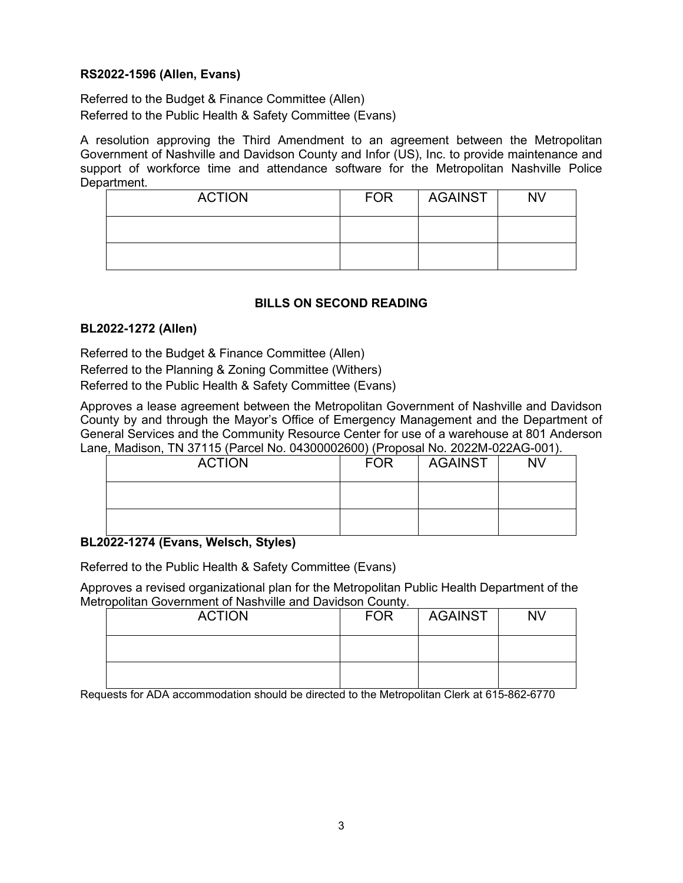**RS2022-1596 (Allen, Evans)**

Referred to the Budget & Finance Committee (Allen)
Referred to the Public Health & Safety Committee (Evans)

A resolution approving the Third Amendment to an agreement between the Metropolitan Government of Nashville and Davidson County and Infor (US), Inc. to provide maintenance and support of workforce time and attendance software for the Metropolitan Nashville Police Department.

| ACTION | FOR | AGAINST | NV |
|---|---|---|---|
| | | | |
| | | | |

### BILLS ON SECOND READING

**BL2022-1272 (Allen)**

Referred to the Budget & Finance Committee (Allen)
Referred to the Planning & Zoning Committee (Withers)
Referred to the Public Health & Safety Committee (Evans)

Approves a lease agreement between the Metropolitan Government of Nashville and Davidson County by and through the Mayor's Office of Emergency Management and the Department of General Services and the Community Resource Center for use of a warehouse at 801 Anderson Lane, Madison, TN 37115 (Parcel No. 04300002600) (Proposal No. 2022M-022AG-001).

| ACTION | FOR | AGAINST | NV |
|---|---|---|---|
| | | | |
| | | | |

**BL2022-1274 (Evans, Welsch, Styles)**

Referred to the Public Health & Safety Committee (Evans)

Approves a revised organizational plan for the Metropolitan Public Health Department of the Metropolitan Government of Nashville and Davidson County.

| ACTION | FOR | AGAINST | NV |
|---|---|---|---|
| | | | |
| | | | |

Requests for ADA accommodation should be directed to the Metropolitan Clerk at 615-862-6770